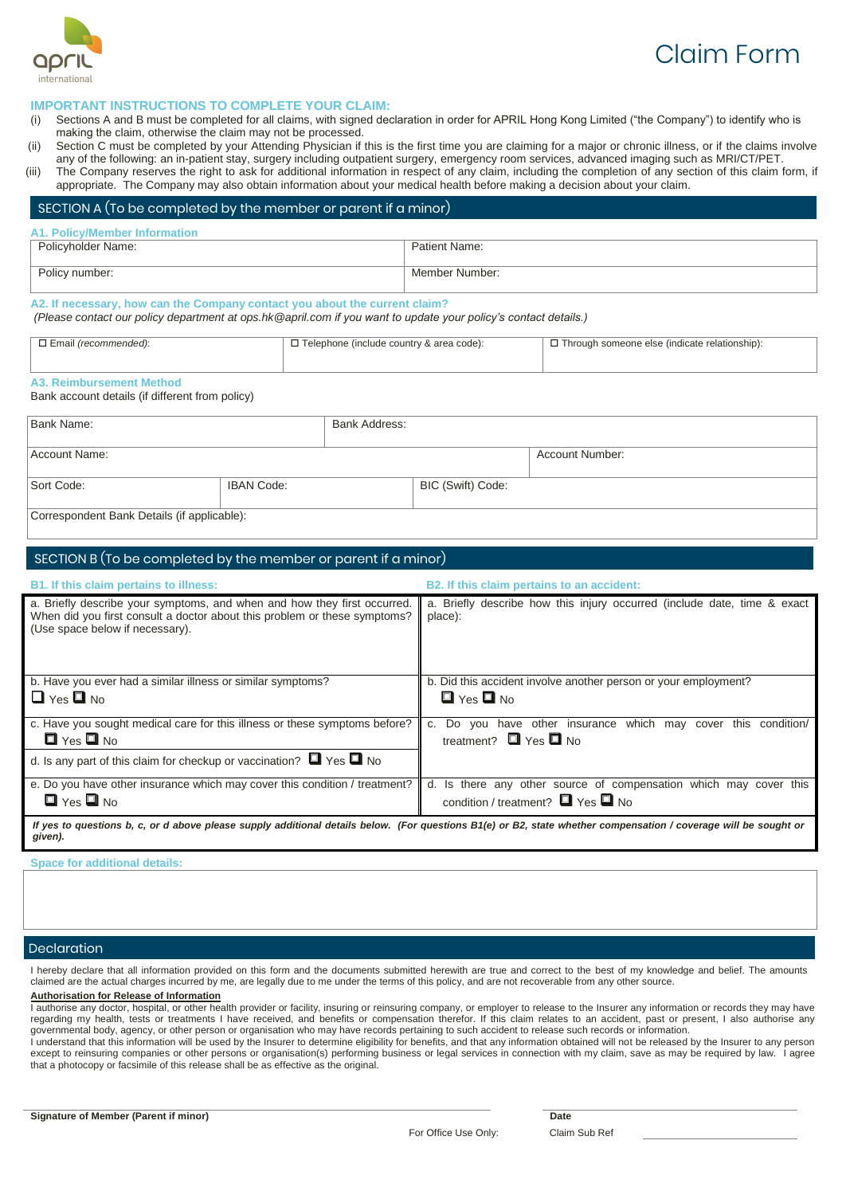april international

# Claim Form

**IMPORTANT INSTRUCTIONS TO COMPLETE YOUR CLAIM:**

(i) Sections A and B must be completed for all claims, with signed declaration in order for APRIL Hong Kong Limited ("the Company") to identify who is making the claim, otherwise the claim may not be processed.

(ii) Section C must be completed by your Attending Physician if this is the first time you are claiming for a major or chronic illness, or if the claims involve any of the following: an in-patient stay, surgery including outpatient surgery, emergency room services, advanced imaging such as MRI/CT/PET.

(iii) The Company reserves the right to ask for additional information in respect of any claim, including the completion of any section of this claim form, if appropriate. The Company may also obtain information about your medical health before making a decision about your claim.

## SECTION A (To be completed by the member or parent if a minor)

**A1. Policy/Member Information**

| Policyholder Name: | Patient Name: |
|---|---|
| Policy number: | Member Number: |

**A2. If necessary, how can the Company contact you about the current claim?**

*(Please contact our policy department at ops.hk@april.com if you want to update your policy's contact details.)*

| ☐ Email *(recommended)*: | ☐ Telephone (include country & area code): | ☐ Through someone else (indicate relationship): |
|---|---|---|

**A3. Reimbursement Method**

Bank account details (if different from policy)

| Bank Name: | | Bank Address: | |
|---|---|---|---|
| Account Name: | | | Account Number: |
| Sort Code: | IBAN Code: | BIC (Swift) Code: | |
| Correspondent Bank Details (if applicable): | | | |

## SECTION B (To be completed by the member or parent if a minor)

| B1. If this claim pertains to illness: | B2. If this claim pertains to an accident: |
|---|---|
| a. Briefly describe your symptoms, and when and how they first occurred. When did you first consult a doctor about this problem or these symptoms? (Use space below if necessary). | a. Briefly describe how this injury occurred (include date, time & exact place): |
| b. Have you ever had a similar illness or similar symptoms? ☐ Yes ☐ No | b. Did this accident involve another person or your employment? ☐ Yes ☐ No |
| c. Have you sought medical care for this illness or these symptoms before? ☐ Yes ☐ No | c. Do you have other insurance which may cover this condition/ treatment? ☐ Yes ☐ No |
| d. Is any part of this claim for checkup or vaccination? ☐ Yes ☐ No | |
| e. Do you have other insurance which may cover this condition / treatment? ☐ Yes ☐ No | d. Is there any other source of compensation which may cover this condition / treatment? ☐ Yes ☐ No |

***If yes to questions b, c, or d above please supply additional details below. (For questions B1(e) or B2, state whether compensation / coverage will be sought or given).***

**Space for additional details:**

## Declaration

I hereby declare that all information provided on this form and the documents submitted herewith are true and correct to the best of my knowledge and belief. The amounts claimed are the actual charges incurred by me, are legally due to me under the terms of this policy, and are not recoverable from any other source.

**Authorisation for Release of Information**

I authorise any doctor, hospital, or other health provider or facility, insuring or reinsuring company, or employer to release to the Insurer any information or records they may have regarding my health, tests or treatments I have received, and benefits or compensation therefor. If this claim relates to an accident, past or present, I also authorise any governmental body, agency, or other person or organisation who may have records pertaining to such accident to release such records or information.

I understand that this information will be used by the Insurer to determine eligibility for benefits, and that any information obtained will not be released by the Insurer to any person except to reinsuring companies or other persons or organisation(s) performing business or legal services in connection with my claim, save as may be required by law. I agree that a photocopy or facsimile of this release shall be as effective as the original.

**Signature of Member (Parent if minor)** **Date**

For Office Use Only: Claim Sub Ref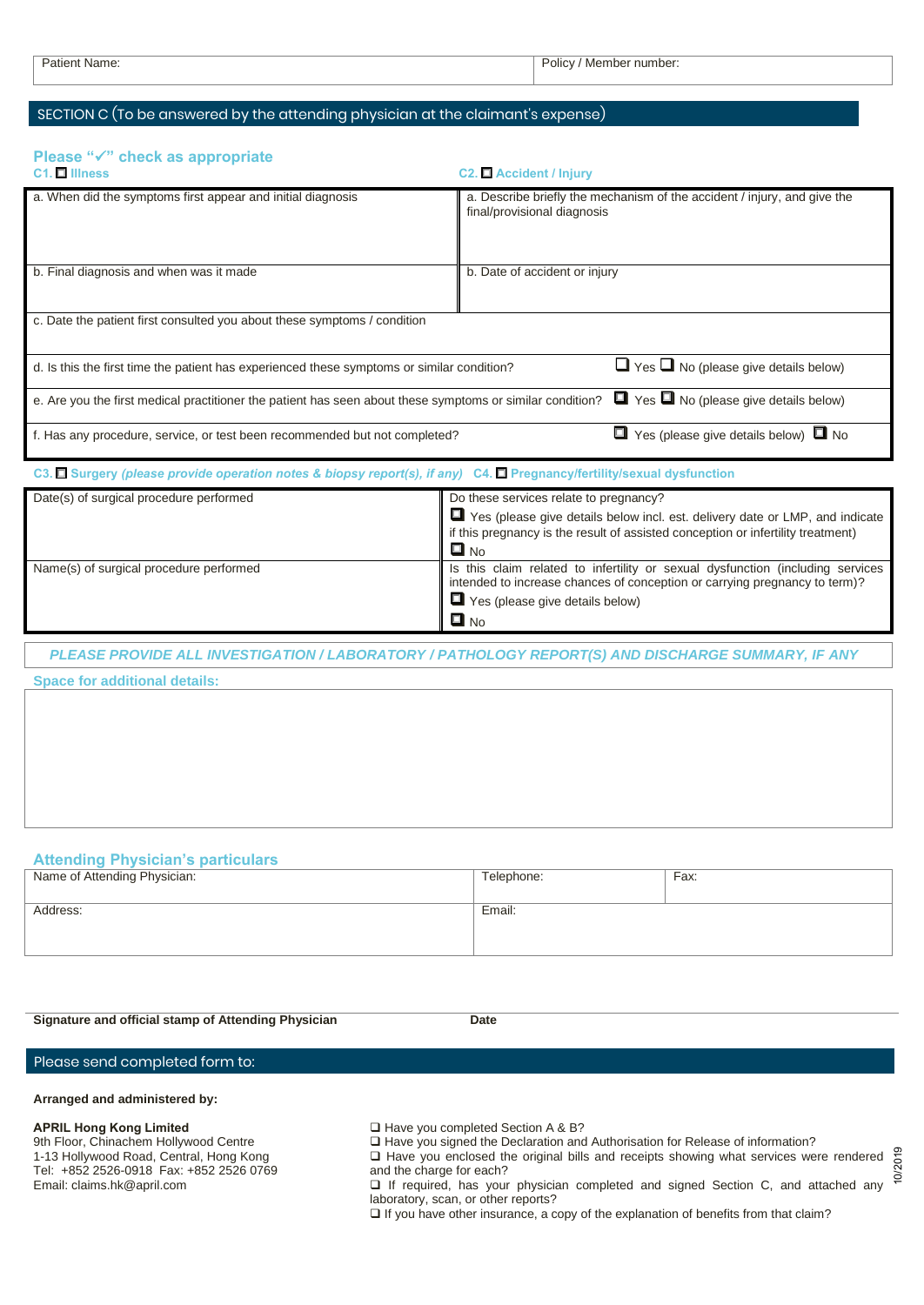| Patient Name: | Policy / Member number: |
|---|---|

## SECTION C (To be answered by the attending physician at the claimant's expense)

**Please "✓" check as appropriate**

**C1. ☐ Illness** | **C2. ☐ Accident / Injury**

| | |
|---|---|
| a. When did the symptoms first appear and initial diagnosis | a. Describe briefly the mechanism of the accident / injury, and give the final/provisional diagnosis |
| b. Final diagnosis and when was it made | b. Date of accident or injury |
| c. Date the patient first consulted you about these symptoms / condition | |
| d. Is this the first time the patient has experienced these symptoms or similar condition? | ☐ Yes ☐ No (please give details below) |
| e. Are you the first medical practitioner the patient has seen about these symptoms or similar condition? | ☐ Yes ☐ No (please give details below) |
| f. Has any procedure, service, or test been recommended but not completed? | ☐ Yes (please give details below) ☐ No |

**C3. ☐ Surgery** *(please provide operation notes & biopsy report(s), if any)* **C4. ☐ Pregnancy/fertility/sexual dysfunction**

| | |
|---|---|
| Date(s) of surgical procedure performed | Do these services relate to pregnancy?<br>☐ Yes (please give details below incl. est. delivery date or LMP, and indicate if this pregnancy is the result of assisted conception or infertility treatment)<br>☐ No |
| Name(s) of surgical procedure performed | Is this claim related to infertility or sexual dysfunction (including services intended to increase chances of conception or carrying pregnancy to term)?<br>☐ Yes (please give details below)<br>☐ No |

***PLEASE PROVIDE ALL INVESTIGATION / LABORATORY / PATHOLOGY REPORT(S) AND DISCHARGE SUMMARY, IF ANY***

**Space for additional details:**

### Attending Physician's particulars

| Name of Attending Physician: | Telephone: | Fax: |
|---|---|---|
| Address: | Email: | |

**Signature and official stamp of Attending Physician** **Date**

## Please send completed form to:

**Arranged and administered by:**

**APRIL Hong Kong Limited**
9th Floor, Chinachem Hollywood Centre
1-13 Hollywood Road, Central, Hong Kong
Tel: +852 2526-0918 Fax: +852 2526 0769
Email: claims.hk@april.com

- ☐ Have you completed Section A & B?
- ☐ Have you signed the Declaration and Authorisation for Release of information?
- ☐ Have you enclosed the original bills and receipts showing what services were rendered and the charge for each?
- ☐ If required, has your physician completed and signed Section C, and attached any laboratory, scan, or other reports?
- ☐ If you have other insurance, a copy of the explanation of benefits from that claim?

10/2019